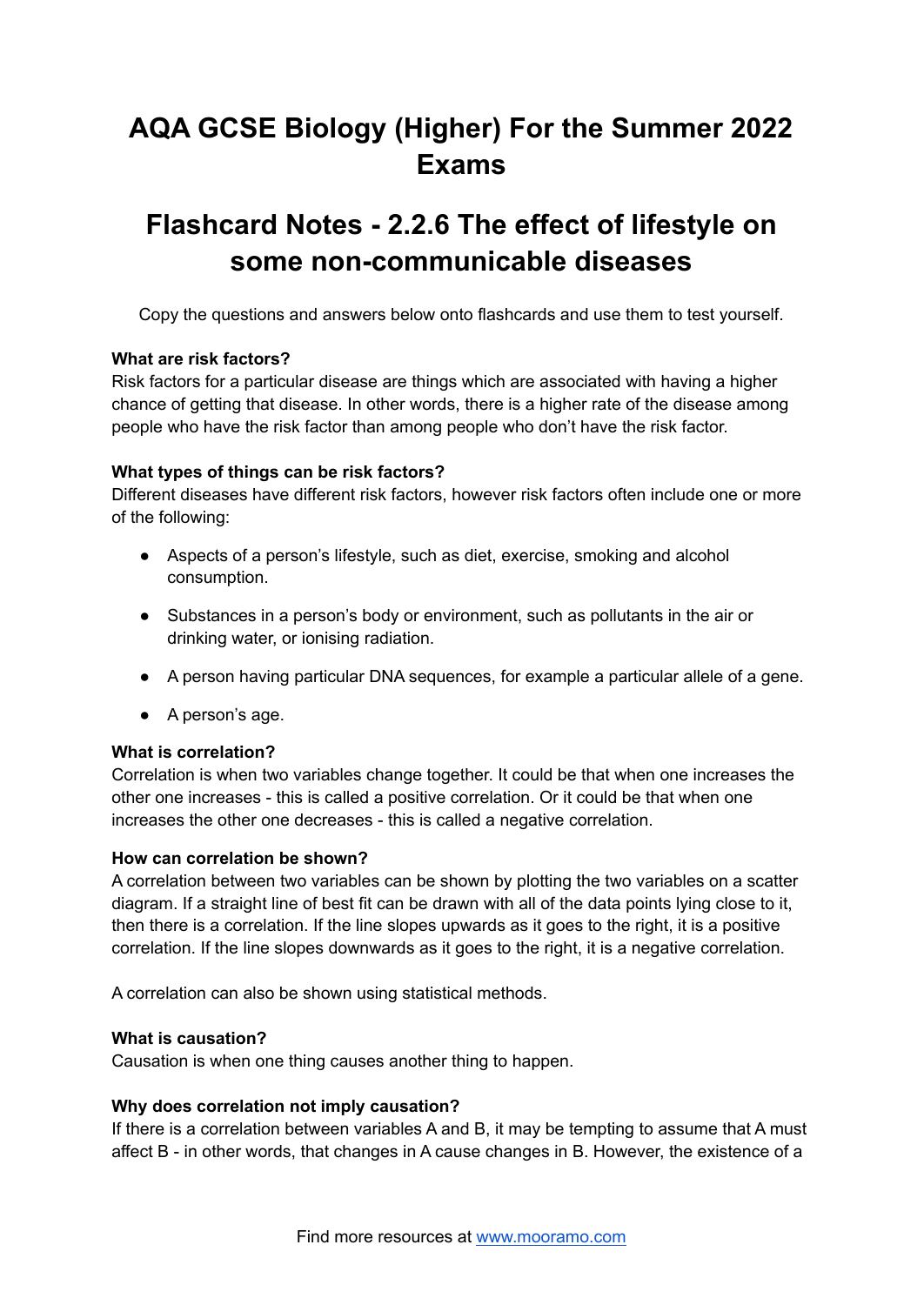# AQA GCSE Biology (Higher) For the Summer 2022 Exams

# Flashcard Notes - 2.2.6 The effect of lifestyle on some non-communicable diseases

Copy the questions and answers below onto flashcards and use them to test yourself.

**What are risk factors?**
Risk factors for a particular disease are things which are associated with having a higher chance of getting that disease. In other words, there is a higher rate of the disease among people who have the risk factor than among people who don't have the risk factor.

**What types of things can be risk factors?**
Different diseases have different risk factors, however risk factors often include one or more of the following:

- Aspects of a person's lifestyle, such as diet, exercise, smoking and alcohol consumption.
- Substances in a person's body or environment, such as pollutants in the air or drinking water, or ionising radiation.
- A person having particular DNA sequences, for example a particular allele of a gene.
- A person's age.

**What is correlation?**
Correlation is when two variables change together. It could be that when one increases the other one increases - this is called a positive correlation. Or it could be that when one increases the other one decreases - this is called a negative correlation.

**How can correlation be shown?**
A correlation between two variables can be shown by plotting the two variables on a scatter diagram. If a straight line of best fit can be drawn with all of the data points lying close to it, then there is a correlation. If the line slopes upwards as it goes to the right, it is a positive correlation. If the line slopes downwards as it goes to the right, it is a negative correlation.

A correlation can also be shown using statistical methods.

**What is causation?**
Causation is when one thing causes another thing to happen.

**Why does correlation not imply causation?**
If there is a correlation between variables A and B, it may be tempting to assume that A must affect B - in other words, that changes in A cause changes in B. However, the existence of a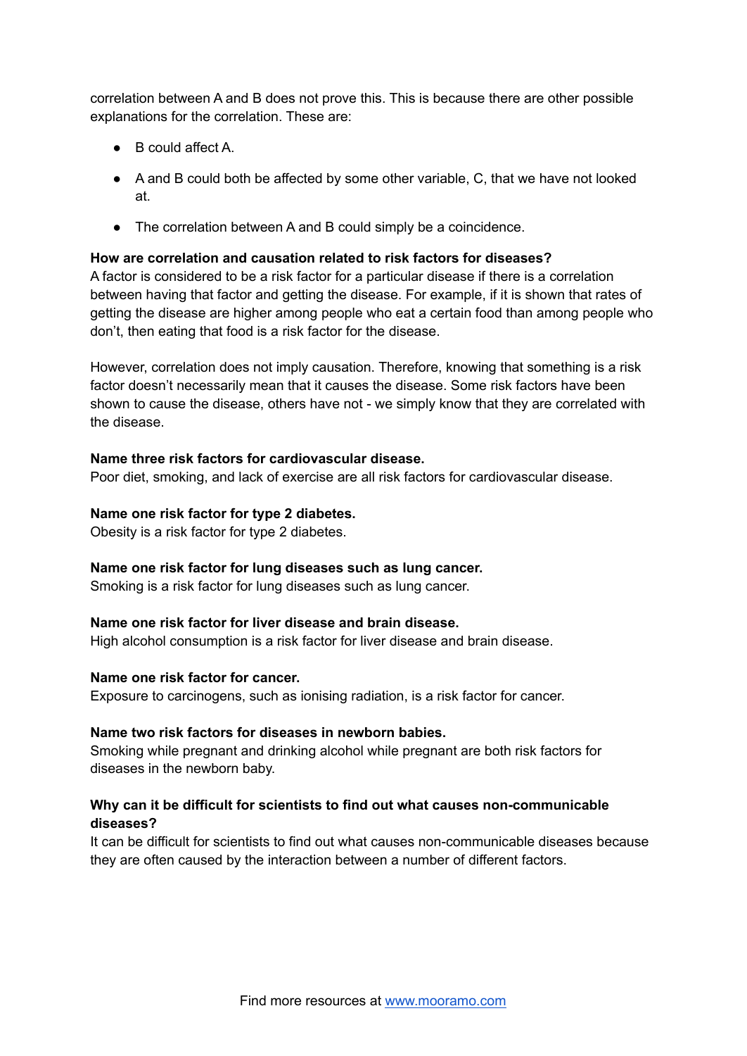correlation between A and B does not prove this. This is because there are other possible explanations for the correlation. These are:

- B could affect A.
- A and B could both be affected by some other variable, C, that we have not looked at.
- The correlation between A and B could simply be a coincidence.

**How are correlation and causation related to risk factors for diseases?**
A factor is considered to be a risk factor for a particular disease if there is a correlation between having that factor and getting the disease. For example, if it is shown that rates of getting the disease are higher among people who eat a certain food than among people who don't, then eating that food is a risk factor for the disease.

However, correlation does not imply causation. Therefore, knowing that something is a risk factor doesn't necessarily mean that it causes the disease. Some risk factors have been shown to cause the disease, others have not - we simply know that they are correlated with the disease.

**Name three risk factors for cardiovascular disease.**
Poor diet, smoking, and lack of exercise are all risk factors for cardiovascular disease.

**Name one risk factor for type 2 diabetes.**
Obesity is a risk factor for type 2 diabetes.

**Name one risk factor for lung diseases such as lung cancer.**
Smoking is a risk factor for lung diseases such as lung cancer.

**Name one risk factor for liver disease and brain disease.**
High alcohol consumption is a risk factor for liver disease and brain disease.

**Name one risk factor for cancer.**
Exposure to carcinogens, such as ionising radiation, is a risk factor for cancer.

**Name two risk factors for diseases in newborn babies.**
Smoking while pregnant and drinking alcohol while pregnant are both risk factors for diseases in the newborn baby.

**Why can it be difficult for scientists to find out what causes non-communicable diseases?**
It can be difficult for scientists to find out what causes non-communicable diseases because they are often caused by the interaction between a number of different factors.